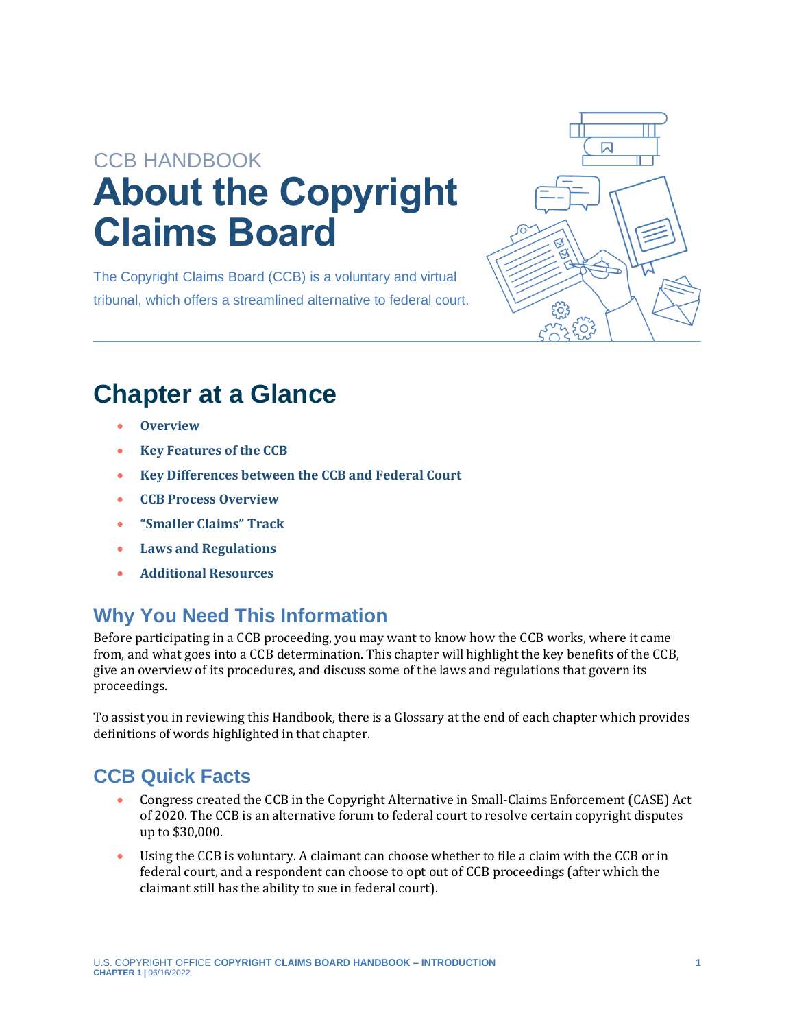CCB HANDBOOK

# About the Copyright Claims Board

The Copyright Claims Board (CCB) is a voluntary and virtual tribunal, which offers a streamlined alternative to federal court.

## Chapter at a Glance

- **Overview**
- **Key Features of the CCB**
- **Key Differences between the CCB and Federal Court**
- **CCB Process Overview**
- **"Smaller Claims" Track**
- **Laws and Regulations**
- **Additional Resources**

### Why You Need This Information

Before participating in a CCB proceeding, you may want to know how the CCB works, where it came from, and what goes into a CCB determination. This chapter will highlight the key benefits of the CCB, give an overview of its procedures, and discuss some of the laws and regulations that govern its proceedings.

To assist you in reviewing this Handbook, there is a Glossary at the end of each chapter which provides definitions of words highlighted in that chapter.

### CCB Quick Facts

- Congress created the CCB in the Copyright Alternative in Small-Claims Enforcement (CASE) Act of 2020. The CCB is an alternative forum to federal court to resolve certain copyright disputes up to $30,000.
- Using the CCB is voluntary. A claimant can choose whether to file a claim with the CCB or in federal court, and a respondent can choose to opt out of CCB proceedings (after which the claimant still has the ability to sue in federal court).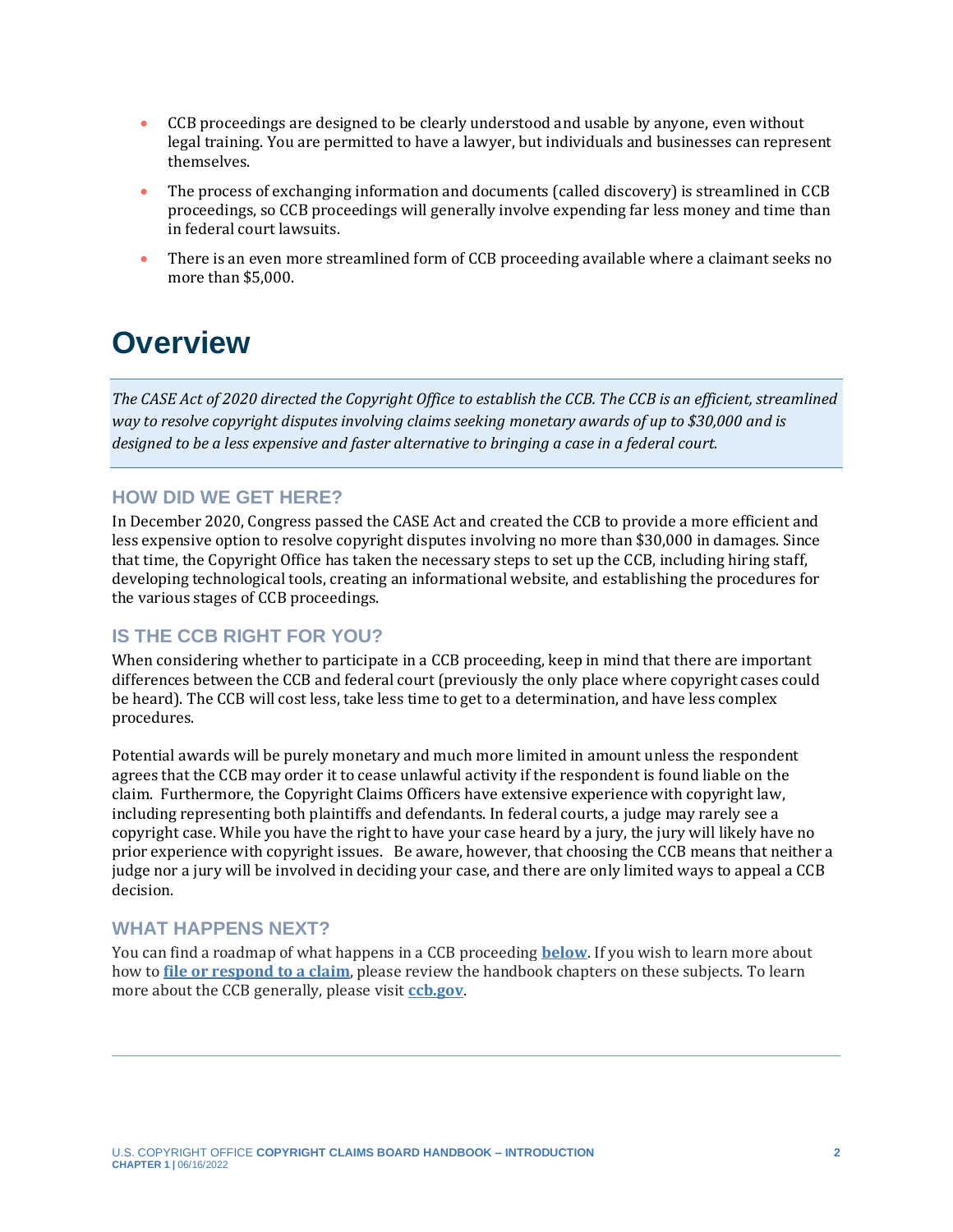- CCB proceedings are designed to be clearly understood and usable by anyone, even without legal training. You are permitted to have a lawyer, but individuals and businesses can represent themselves.
- The process of exchanging information and documents (called discovery) is streamlined in CCB proceedings, so CCB proceedings will generally involve expending far less money and time than in federal court lawsuits.
- There is an even more streamlined form of CCB proceeding available where a claimant seeks no more than $5,000.

# Overview

*The CASE Act of 2020 directed the Copyright Office to establish the CCB. The CCB is an efficient, streamlined way to resolve copyright disputes involving claims seeking monetary awards of up to $30,000 and is designed to be a less expensive and faster alternative to bringing a case in a federal court.*

## HOW DID WE GET HERE?

In December 2020, Congress passed the CASE Act and created the CCB to provide a more efficient and less expensive option to resolve copyright disputes involving no more than $30,000 in damages. Since that time, the Copyright Office has taken the necessary steps to set up the CCB, including hiring staff, developing technological tools, creating an informational website, and establishing the procedures for the various stages of CCB proceedings.

## IS THE CCB RIGHT FOR YOU?

When considering whether to participate in a CCB proceeding, keep in mind that there are important differences between the CCB and federal court (previously the only place where copyright cases could be heard). The CCB will cost less, take less time to get to a determination, and have less complex procedures.

Potential awards will be purely monetary and much more limited in amount unless the respondent agrees that the CCB may order it to cease unlawful activity if the respondent is found liable on the claim. Furthermore, the Copyright Claims Officers have extensive experience with copyright law, including representing both plaintiffs and defendants. In federal courts, a judge may rarely see a copyright case. While you have the right to have your case heard by a jury, the jury will likely have no prior experience with copyright issues. Be aware, however, that choosing the CCB means that neither a judge nor a jury will be involved in deciding your case, and there are only limited ways to appeal a CCB decision.

## WHAT HAPPENS NEXT?

You can find a roadmap of what happens in a CCB proceeding **below**. If you wish to learn more about how to **file or respond to a claim**, please review the handbook chapters on these subjects. To learn more about the CCB generally, please visit **ccb.gov**.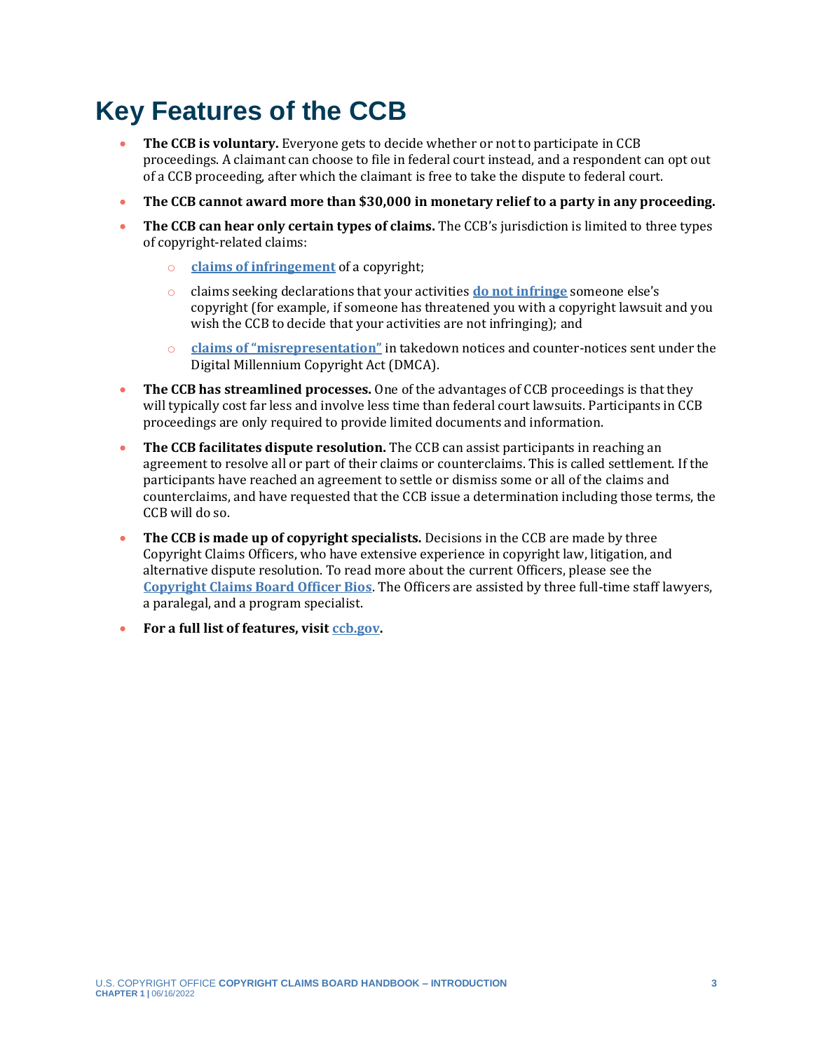# Key Features of the CCB

- **The CCB is voluntary.** Everyone gets to decide whether or not to participate in CCB proceedings. A claimant can choose to file in federal court instead, and a respondent can opt out of a CCB proceeding, after which the claimant is free to take the dispute to federal court.
- **The CCB cannot award more than $30,000 in monetary relief to a party in any proceeding.**
- **The CCB can hear only certain types of claims.** The CCB's jurisdiction is limited to three types of copyright-related claims:
    - **claims of infringement** of a copyright;
    - claims seeking declarations that your activities **do not infringe** someone else's copyright (for example, if someone has threatened you with a copyright lawsuit and you wish the CCB to decide that your activities are not infringing); and
    - **claims of "misrepresentation"** in takedown notices and counter-notices sent under the Digital Millennium Copyright Act (DMCA).
- **The CCB has streamlined processes.** One of the advantages of CCB proceedings is that they will typically cost far less and involve less time than federal court lawsuits. Participants in CCB proceedings are only required to provide limited documents and information.
- **The CCB facilitates dispute resolution.** The CCB can assist participants in reaching an agreement to resolve all or part of their claims or counterclaims. This is called settlement. If the participants have reached an agreement to settle or dismiss some or all of the claims and counterclaims, and have requested that the CCB issue a determination including those terms, the CCB will do so.
- **The CCB is made up of copyright specialists.** Decisions in the CCB are made by three Copyright Claims Officers, who have extensive experience in copyright law, litigation, and alternative dispute resolution. To read more about the current Officers, please see the **Copyright Claims Board Officer Bios**. The Officers are assisted by three full-time staff lawyers, a paralegal, and a program specialist.
- **For a full list of features, visit ccb.gov.**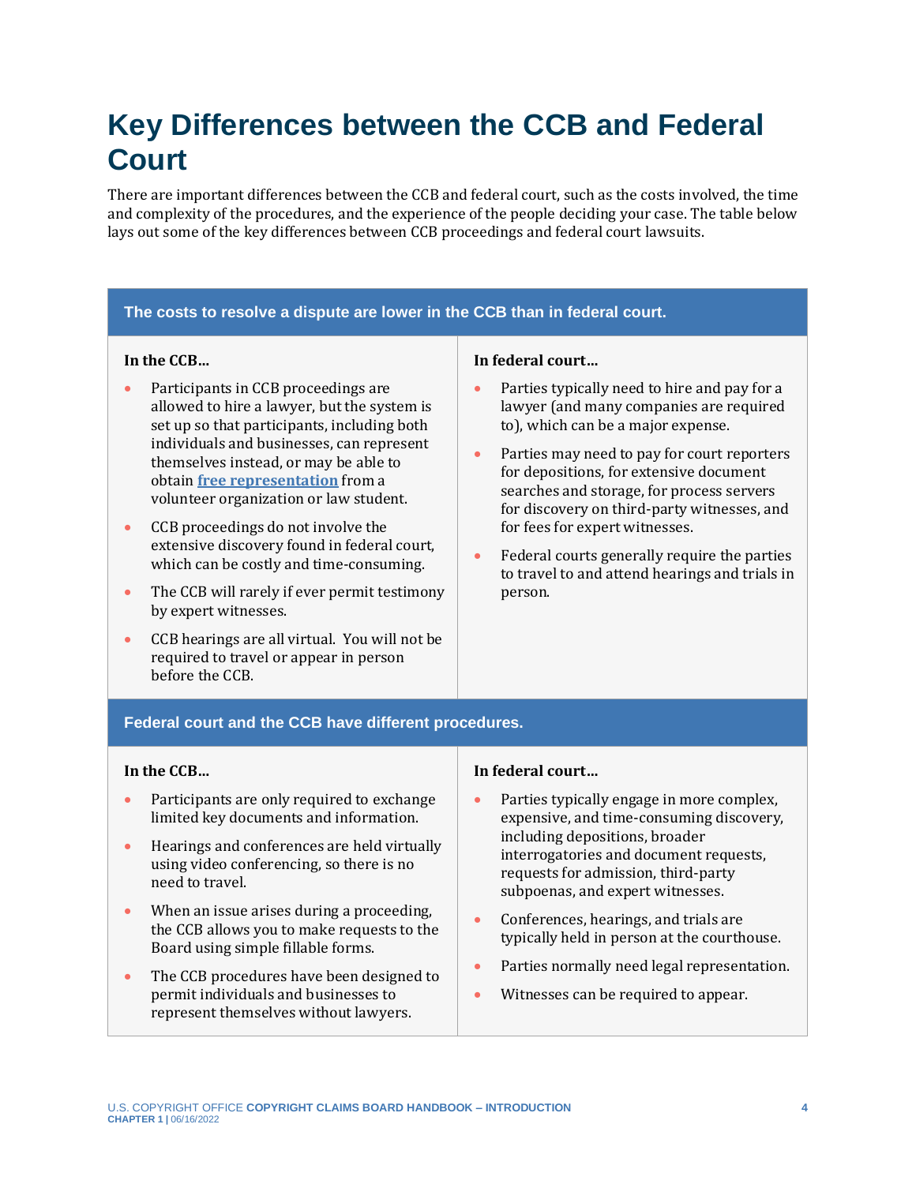# Key Differences between the CCB and Federal Court

There are important differences between the CCB and federal court, such as the costs involved, the time and complexity of the procedures, and the experience of the people deciding your case. The table below lays out some of the key differences between CCB proceedings and federal court lawsuits.

## The costs to resolve a dispute are lower in the CCB than in federal court.

**In the CCB…**

- Participants in CCB proceedings are allowed to hire a lawyer, but the system is set up so that participants, including both individuals and businesses, can represent themselves instead, or may be able to obtain **free representation** from a volunteer organization or law student.
- CCB proceedings do not involve the extensive discovery found in federal court, which can be costly and time-consuming.
- The CCB will rarely if ever permit testimony by expert witnesses.
- CCB hearings are all virtual. You will not be required to travel or appear in person before the CCB.

**In federal court…**

- Parties typically need to hire and pay for a lawyer (and many companies are required to), which can be a major expense.
- Parties may need to pay for court reporters for depositions, for extensive document searches and storage, for process servers for discovery on third-party witnesses, and for fees for expert witnesses.
- Federal courts generally require the parties to travel to and attend hearings and trials in person.

## Federal court and the CCB have different procedures.

**In the CCB…**

- Participants are only required to exchange limited key documents and information.
- Hearings and conferences are held virtually using video conferencing, so there is no need to travel.
- When an issue arises during a proceeding, the CCB allows you to make requests to the Board using simple fillable forms.
- The CCB procedures have been designed to permit individuals and businesses to represent themselves without lawyers.

**In federal court…**

- Parties typically engage in more complex, expensive, and time-consuming discovery, including depositions, broader interrogatories and document requests, requests for admission, third-party subpoenas, and expert witnesses.
- Conferences, hearings, and trials are typically held in person at the courthouse.
- Parties normally need legal representation.
- Witnesses can be required to appear.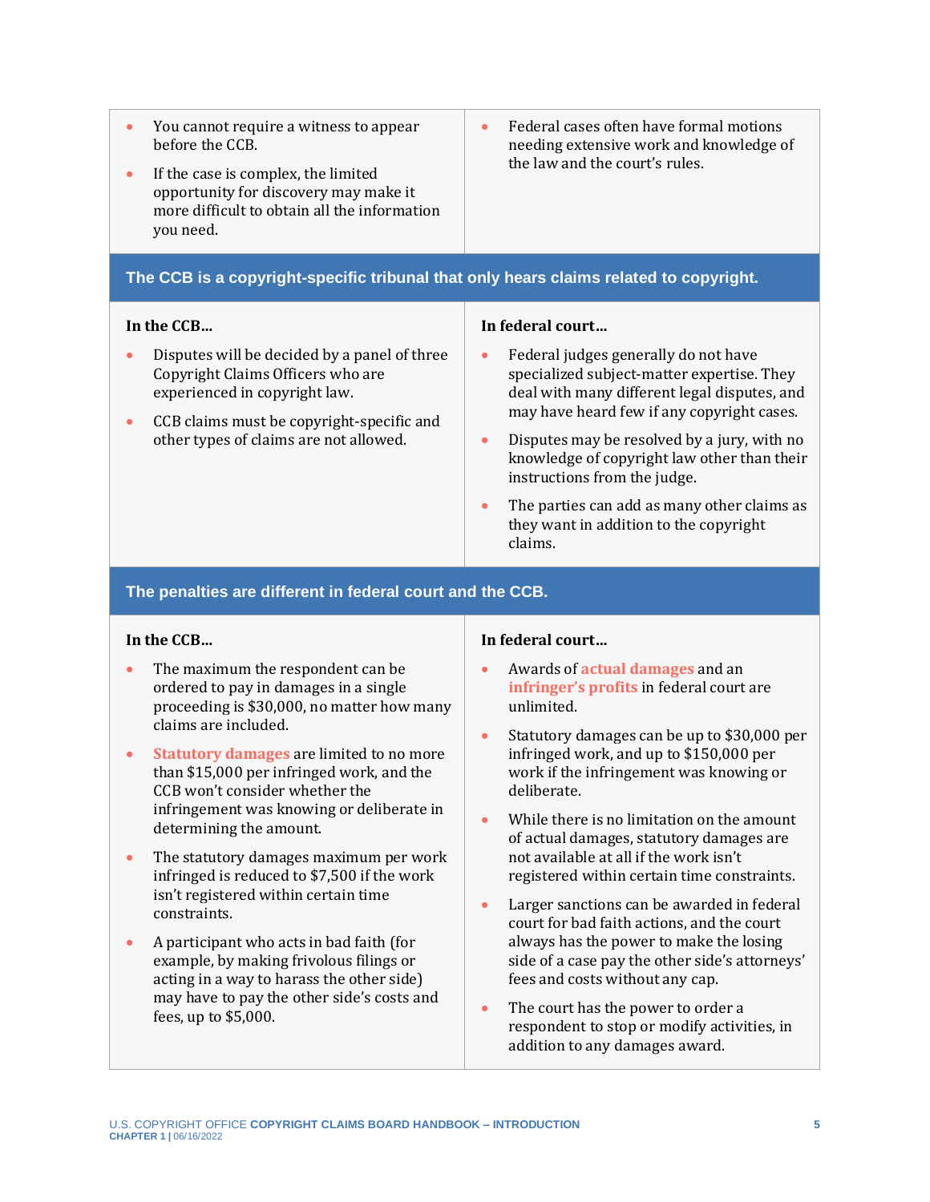| | |
|---|---|
| • You cannot require a witness to appear before the CCB.<br>• If the case is complex, the limited opportunity for discovery may make it more difficult to obtain all the information you need. | • Federal cases often have formal motions needing extensive work and knowledge of the law and the court's rules. |

### The CCB is a copyright-specific tribunal that only hears claims related to copyright.

| In the CCB… | In federal court… |
|---|---|
| • Disputes will be decided by a panel of three Copyright Claims Officers who are experienced in copyright law.<br>• CCB claims must be copyright-specific and other types of claims are not allowed. | • Federal judges generally do not have specialized subject-matter expertise. They deal with many different legal disputes, and may have heard few if any copyright cases.<br>• Disputes may be resolved by a jury, with no knowledge of copyright law other than their instructions from the judge.<br>• The parties can add as many other claims as they want in addition to the copyright claims. |

### The penalties are different in federal court and the CCB.

| In the CCB… | In federal court… |
|---|---|
| • The maximum the respondent can be ordered to pay in damages in a single proceeding is $30,000, no matter how many claims are included.<br>• **Statutory damages** are limited to no more than $15,000 per infringed work, and the CCB won't consider whether the infringement was knowing or deliberate in determining the amount.<br>• The statutory damages maximum per work infringed is reduced to $7,500 if the work isn't registered within certain time constraints.<br>• A participant who acts in bad faith (for example, by making frivolous filings or acting in a way to harass the other side) may have to pay the other side's costs and fees, up to $5,000. | • Awards of **actual damages** and an **infringer's profits** in federal court are unlimited.<br>• Statutory damages can be up to $30,000 per infringed work, and up to $150,000 per work if the infringement was knowing or deliberate.<br>• While there is no limitation on the amount of actual damages, statutory damages are not available at all if the work isn't registered within certain time constraints.<br>• Larger sanctions can be awarded in federal court for bad faith actions, and the court always has the power to make the losing side of a case pay the other side's attorneys' fees and costs without any cap.<br>• The court has the power to order a respondent to stop or modify activities, in addition to any damages award. |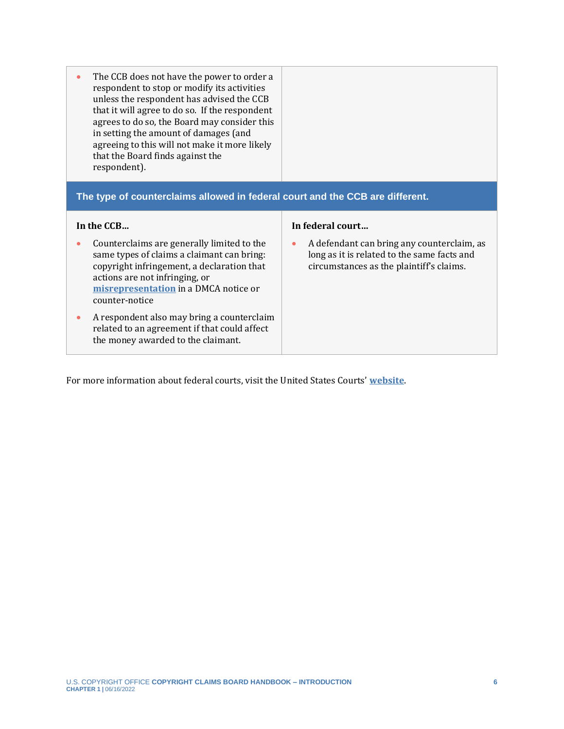| | |
|---|---|
| • The CCB does not have the power to order a respondent to stop or modify its activities unless the respondent has advised the CCB that it will agree to do so. If the respondent agrees to do so, the Board may consider this in setting the amount of damages (and agreeing to this will not make it more likely that the Board finds against the respondent). | |

| **The type of counterclaims allowed in federal court and the CCB are different.** | |
|---|---|
| **In the CCB…** | **In federal court…** |
| • Counterclaims are generally limited to the same types of claims a claimant can bring: copyright infringement, a declaration that actions are not infringing, or **misrepresentation** in a DMCA notice or counter-notice<br>• A respondent also may bring a counterclaim related to an agreement if that could affect the money awarded to the claimant. | • A defendant can bring any counterclaim, as long as it is related to the same facts and circumstances as the plaintiff's claims. |

For more information about federal courts, visit the United States Courts' **website**.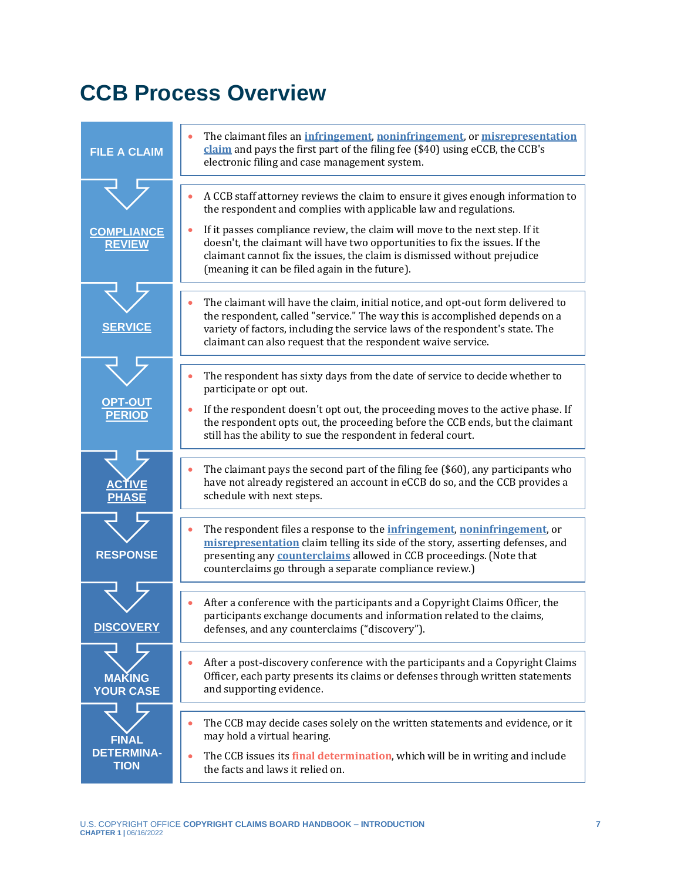# CCB Process Overview

| Step | Description |
| --- | --- |
| FILE A CLAIM | • The claimant files an infringement, noninfringement, or misrepresentation claim and pays the first part of the filing fee ($40) using eCCB, the CCB's electronic filing and case management system. |
| COMPLIANCE REVIEW | • A CCB staff attorney reviews the claim to ensure it gives enough information to the respondent and complies with applicable law and regulations.<br>• If it passes compliance review, the claim will move to the next step. If it doesn't, the claimant will have two opportunities to fix the issues. If the claimant cannot fix the issues, the claim is dismissed without prejudice (meaning it can be filed again in the future). |
| SERVICE | • The claimant will have the claim, initial notice, and opt-out form delivered to the respondent, called "service." The way this is accomplished depends on a variety of factors, including the service laws of the respondent's state. The claimant can also request that the respondent waive service. |
| OPT-OUT PERIOD | • The respondent has sixty days from the date of service to decide whether to participate or opt out.<br>• If the respondent doesn't opt out, the proceeding moves to the active phase. If the respondent opts out, the proceeding before the CCB ends, but the claimant still has the ability to sue the respondent in federal court. |
| ACTIVE PHASE | • The claimant pays the second part of the filing fee ($60), any participants who have not already registered an account in eCCB do so, and the CCB provides a schedule with next steps. |
| RESPONSE | • The respondent files a response to the infringement, noninfringement, or misrepresentation claim telling its side of the story, asserting defenses, and presenting any counterclaims allowed in CCB proceedings. (Note that counterclaims go through a separate compliance review.) |
| DISCOVERY | • After a conference with the participants and a Copyright Claims Officer, the participants exchange documents and information related to the claims, defenses, and any counterclaims ("discovery"). |
| MAKING YOUR CASE | • After a post-discovery conference with the participants and a Copyright Claims Officer, each party presents its claims or defenses through written statements and supporting evidence. |
| FINAL DETERMINATION | • The CCB may decide cases solely on the written statements and evidence, or it may hold a virtual hearing.<br>• The CCB issues its final determination, which will be in writing and include the facts and laws it relied on. |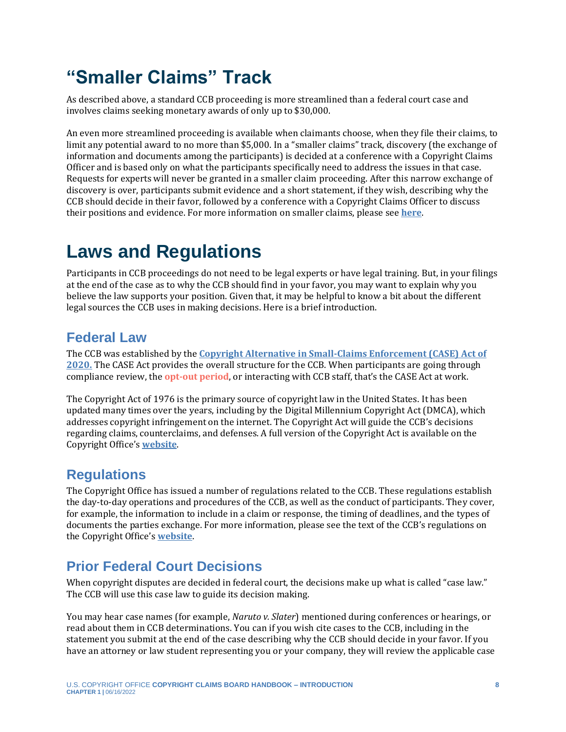# "Smaller Claims" Track

As described above, a standard CCB proceeding is more streamlined than a federal court case and involves claims seeking monetary awards of only up to $30,000.

An even more streamlined proceeding is available when claimants choose, when they file their claims, to limit any potential award to no more than $5,000. In a "smaller claims" track, discovery (the exchange of information and documents among the participants) is decided at a conference with a Copyright Claims Officer and is based only on what the participants specifically need to address the issues in that case. Requests for experts will never be granted in a smaller claim proceeding. After this narrow exchange of discovery is over, participants submit evidence and a short statement, if they wish, describing why the CCB should decide in their favor, followed by a conference with a Copyright Claims Officer to discuss their positions and evidence. For more information on smaller claims, please see **here**.

# Laws and Regulations

Participants in CCB proceedings do not need to be legal experts or have legal training. But, in your filings at the end of the case as to why the CCB should find in your favor, you may want to explain why you believe the law supports your position. Given that, it may be helpful to know a bit about the different legal sources the CCB uses in making decisions. Here is a brief introduction.

## Federal Law

The CCB was established by the **Copyright Alternative in Small-Claims Enforcement (CASE) Act of 2020.** The CASE Act provides the overall structure for the CCB. When participants are going through compliance review, the **opt-out period**, or interacting with CCB staff, that's the CASE Act at work.

The Copyright Act of 1976 is the primary source of copyright law in the United States. It has been updated many times over the years, including by the Digital Millennium Copyright Act (DMCA), which addresses copyright infringement on the internet. The Copyright Act will guide the CCB's decisions regarding claims, counterclaims, and defenses. A full version of the Copyright Act is available on the Copyright Office's **website**.

## Regulations

The Copyright Office has issued a number of regulations related to the CCB. These regulations establish the day-to-day operations and procedures of the CCB, as well as the conduct of participants. They cover, for example, the information to include in a claim or response, the timing of deadlines, and the types of documents the parties exchange. For more information, please see the text of the CCB's regulations on the Copyright Office's **website**.

## Prior Federal Court Decisions

When copyright disputes are decided in federal court, the decisions make up what is called "case law." The CCB will use this case law to guide its decision making.

You may hear case names (for example, *Naruto v. Slater*) mentioned during conferences or hearings, or read about them in CCB determinations. You can if you wish cite cases to the CCB, including in the statement you submit at the end of the case describing why the CCB should decide in your favor. If you have an attorney or law student representing you or your company, they will review the applicable case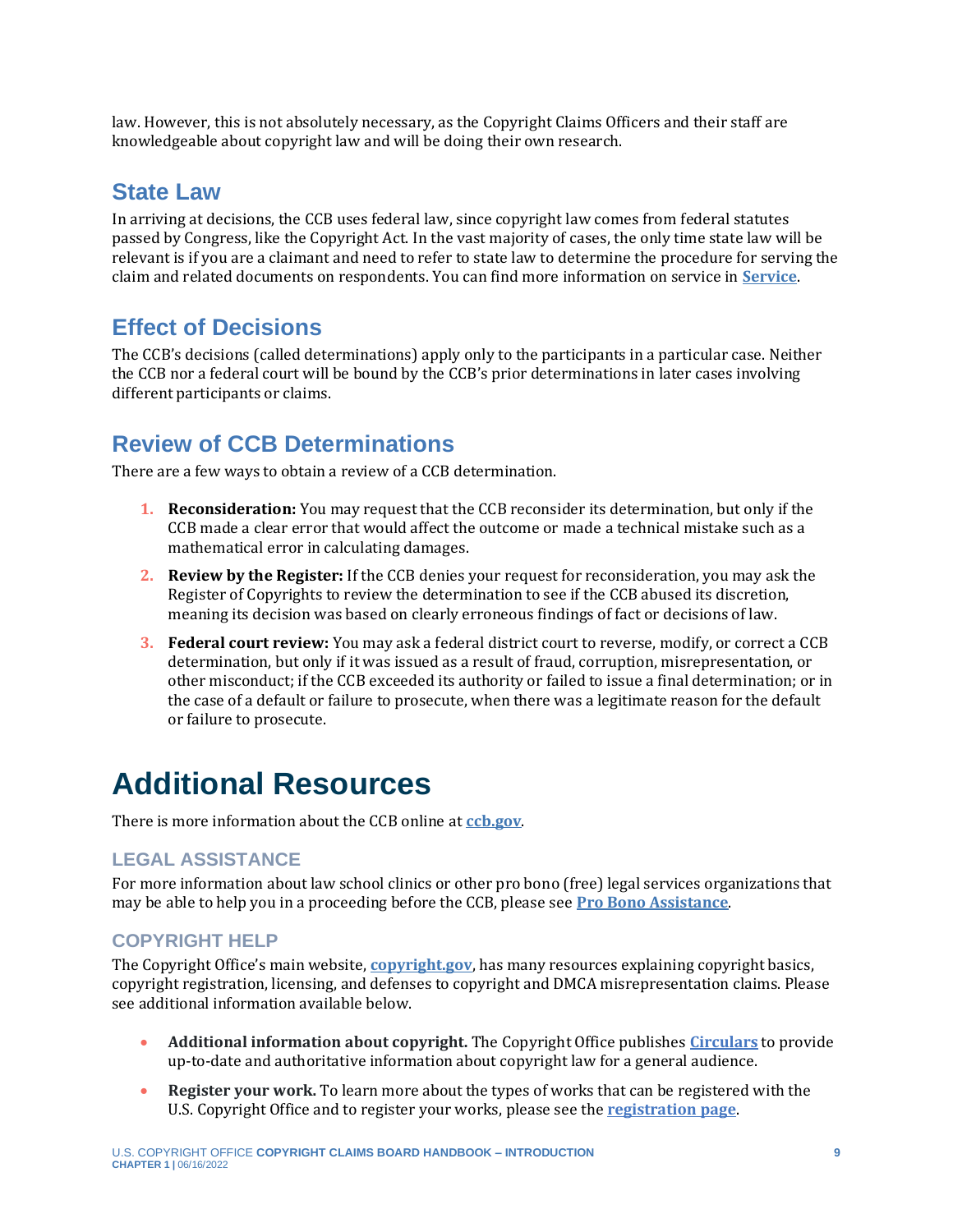law. However, this is not absolutely necessary, as the Copyright Claims Officers and their staff are knowledgeable about copyright law and will be doing their own research.

## State Law

In arriving at decisions, the CCB uses federal law, since copyright law comes from federal statutes passed by Congress, like the Copyright Act. In the vast majority of cases, the only time state law will be relevant is if you are a claimant and need to refer to state law to determine the procedure for serving the claim and related documents on respondents. You can find more information on service in **Service**.

## Effect of Decisions

The CCB's decisions (called determinations) apply only to the participants in a particular case. Neither the CCB nor a federal court will be bound by the CCB's prior determinations in later cases involving different participants or claims.

## Review of CCB Determinations

There are a few ways to obtain a review of a CCB determination.

1. **Reconsideration:** You may request that the CCB reconsider its determination, but only if the CCB made a clear error that would affect the outcome or made a technical mistake such as a mathematical error in calculating damages.
2. **Review by the Register:** If the CCB denies your request for reconsideration, you may ask the Register of Copyrights to review the determination to see if the CCB abused its discretion, meaning its decision was based on clearly erroneous findings of fact or decisions of law.
3. **Federal court review:** You may ask a federal district court to reverse, modify, or correct a CCB determination, but only if it was issued as a result of fraud, corruption, misrepresentation, or other misconduct; if the CCB exceeded its authority or failed to issue a final determination; or in the case of a default or failure to prosecute, when there was a legitimate reason for the default or failure to prosecute.

# Additional Resources

There is more information about the CCB online at **ccb.gov**.

### LEGAL ASSISTANCE

For more information about law school clinics or other pro bono (free) legal services organizations that may be able to help you in a proceeding before the CCB, please see **Pro Bono Assistance**.

### COPYRIGHT HELP

The Copyright Office's main website, **copyright.gov**, has many resources explaining copyright basics, copyright registration, licensing, and defenses to copyright and DMCA misrepresentation claims. Please see additional information available below.

- **Additional information about copyright.** The Copyright Office publishes **Circulars** to provide up-to-date and authoritative information about copyright law for a general audience.
- **Register your work.** To learn more about the types of works that can be registered with the U.S. Copyright Office and to register your works, please see the **registration page**.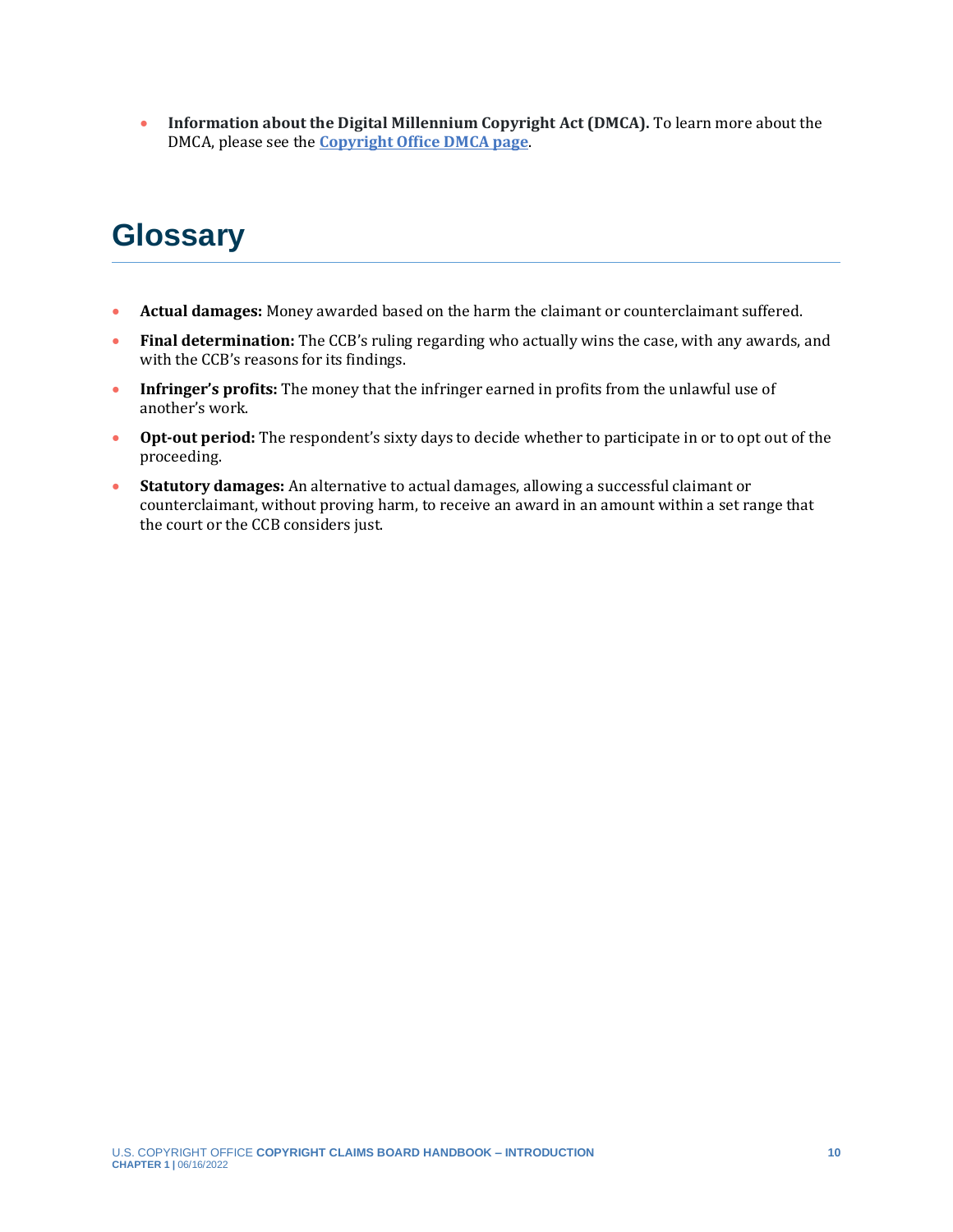- **Information about the Digital Millennium Copyright Act (DMCA).** To learn more about the DMCA, please see the **Copyright Office DMCA page**.

# Glossary

- **Actual damages:** Money awarded based on the harm the claimant or counterclaimant suffered.
- **Final determination:** The CCB's ruling regarding who actually wins the case, with any awards, and with the CCB's reasons for its findings.
- **Infringer's profits:** The money that the infringer earned in profits from the unlawful use of another's work.
- **Opt-out period:** The respondent's sixty days to decide whether to participate in or to opt out of the proceeding.
- **Statutory damages:** An alternative to actual damages, allowing a successful claimant or counterclaimant, without proving harm, to receive an award in an amount within a set range that the court or the CCB considers just.